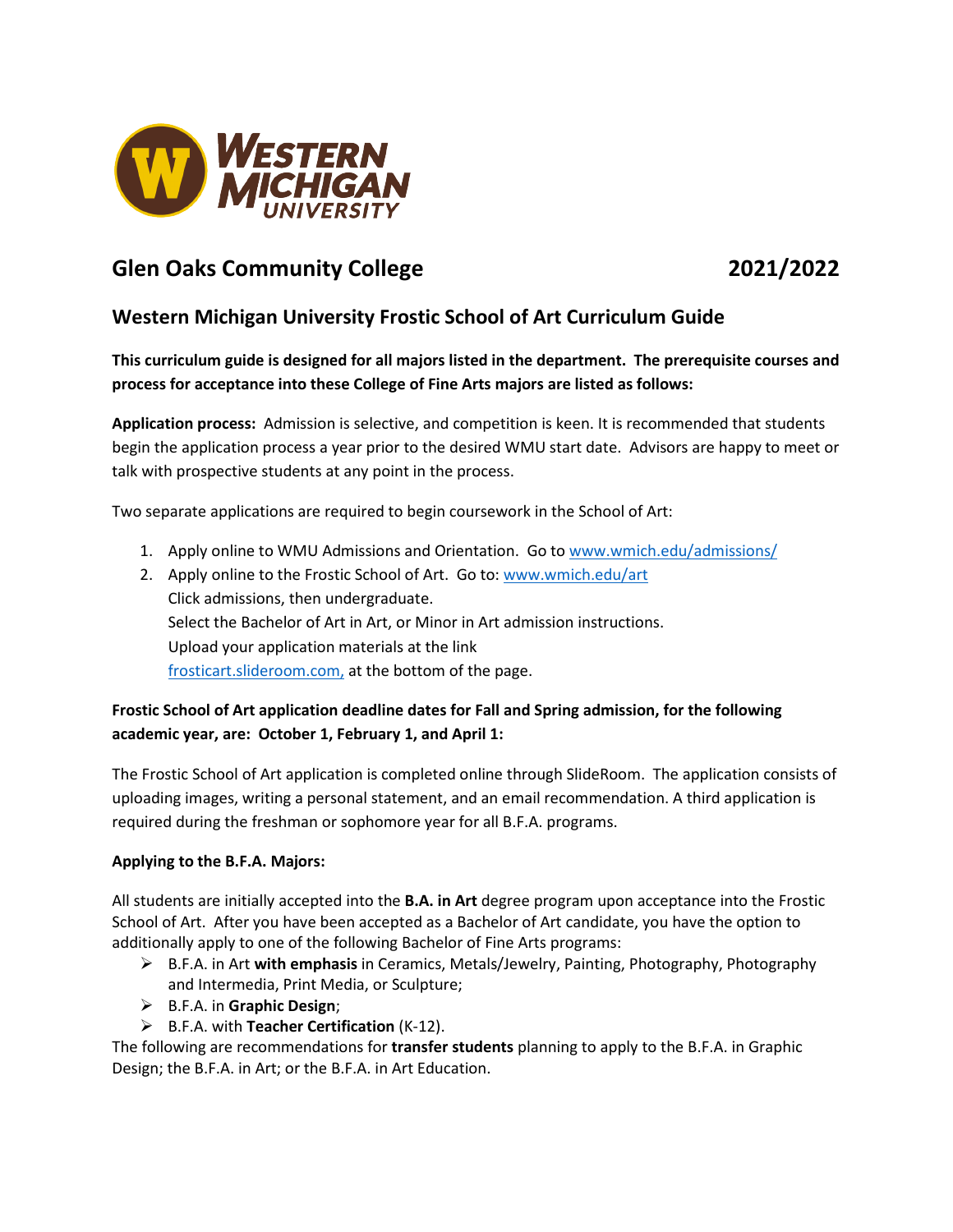Western Michigan University

# Glen Oaks Community College 2021/2022

## Western Michigan University Frostic School of Art Curriculum Guide

**This curriculum guide is designed for all majors listed in the department. The prerequisite courses and process for acceptance into these College of Fine Arts majors are listed as follows:**

**Application process:** Admission is selective, and competition is keen. It is recommended that students begin the application process a year prior to the desired WMU start date. Advisors are happy to meet or talk with prospective students at any point in the process.

Two separate applications are required to begin coursework in the School of Art:

1. Apply online to WMU Admissions and Orientation. Go to www.wmich.edu/admissions/
2. Apply online to the Frostic School of Art. Go to: www.wmich.edu/art
   Click admissions, then undergraduate.
   Select the Bachelor of Art in Art, or Minor in Art admission instructions.
   Upload your application materials at the link
   frosticart.slideroom.com, at the bottom of the page.

**Frostic School of Art application deadline dates for Fall and Spring admission, for the following academic year, are: October 1, February 1, and April 1:**

The Frostic School of Art application is completed online through SlideRoom. The application consists of uploading images, writing a personal statement, and an email recommendation. A third application is required during the freshman or sophomore year for all B.F.A. programs.

**Applying to the B.F.A. Majors:**

All students are initially accepted into the **B.A. in Art** degree program upon acceptance into the Frostic School of Art. After you have been accepted as a Bachelor of Art candidate, you have the option to additionally apply to one of the following Bachelor of Fine Arts programs:

- B.F.A. in Art **with emphasis** in Ceramics, Metals/Jewelry, Painting, Photography, Photography and Intermedia, Print Media, or Sculpture;
- B.F.A. in **Graphic Design**;
- B.F.A. with **Teacher Certification** (K-12).

The following are recommendations for **transfer students** planning to apply to the B.F.A. in Graphic Design; the B.F.A. in Art; or the B.F.A. in Art Education.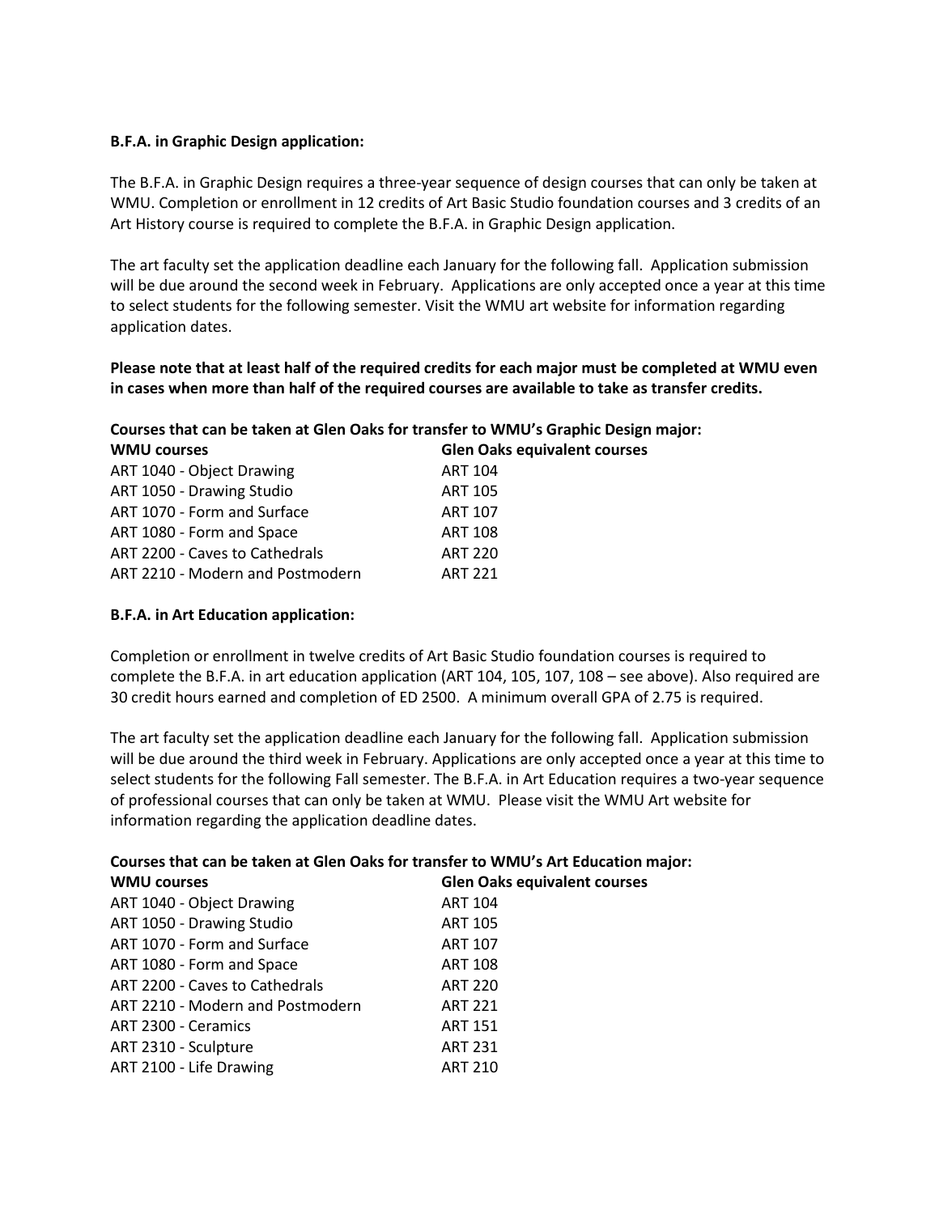**B.F.A. in Graphic Design application:**

The B.F.A. in Graphic Design requires a three-year sequence of design courses that can only be taken at WMU. Completion or enrollment in 12 credits of Art Basic Studio foundation courses and 3 credits of an Art History course is required to complete the B.F.A. in Graphic Design application.

The art faculty set the application deadline each January for the following fall. Application submission will be due around the second week in February. Applications are only accepted once a year at this time to select students for the following semester. Visit the WMU art website for information regarding application dates.

**Please note that at least half of the required credits for each major must be completed at WMU even in cases when more than half of the required courses are available to take as transfer credits.**

**Courses that can be taken at Glen Oaks for transfer to WMU's Graphic Design major:**

| **WMU courses** | **Glen Oaks equivalent courses** |
|---|---|
| ART 1040 - Object Drawing | ART 104 |
| ART 1050 - Drawing Studio | ART 105 |
| ART 1070 - Form and Surface | ART 107 |
| ART 1080 - Form and Space | ART 108 |
| ART 2200 - Caves to Cathedrals | ART 220 |
| ART 2210 - Modern and Postmodern | ART 221 |

**B.F.A. in Art Education application:**

Completion or enrollment in twelve credits of Art Basic Studio foundation courses is required to complete the B.F.A. in art education application (ART 104, 105, 107, 108 – see above). Also required are 30 credit hours earned and completion of ED 2500. A minimum overall GPA of 2.75 is required.

The art faculty set the application deadline each January for the following fall. Application submission will be due around the third week in February. Applications are only accepted once a year at this time to select students for the following Fall semester. The B.F.A. in Art Education requires a two-year sequence of professional courses that can only be taken at WMU. Please visit the WMU Art website for information regarding the application deadline dates.

**Courses that can be taken at Glen Oaks for transfer to WMU's Art Education major:**

| **WMU courses** | **Glen Oaks equivalent courses** |
|---|---|
| ART 1040 - Object Drawing | ART 104 |
| ART 1050 - Drawing Studio | ART 105 |
| ART 1070 - Form and Surface | ART 107 |
| ART 1080 - Form and Space | ART 108 |
| ART 2200 - Caves to Cathedrals | ART 220 |
| ART 2210 - Modern and Postmodern | ART 221 |
| ART 2300 - Ceramics | ART 151 |
| ART 2310 - Sculpture | ART 231 |
| ART 2100 - Life Drawing | ART 210 |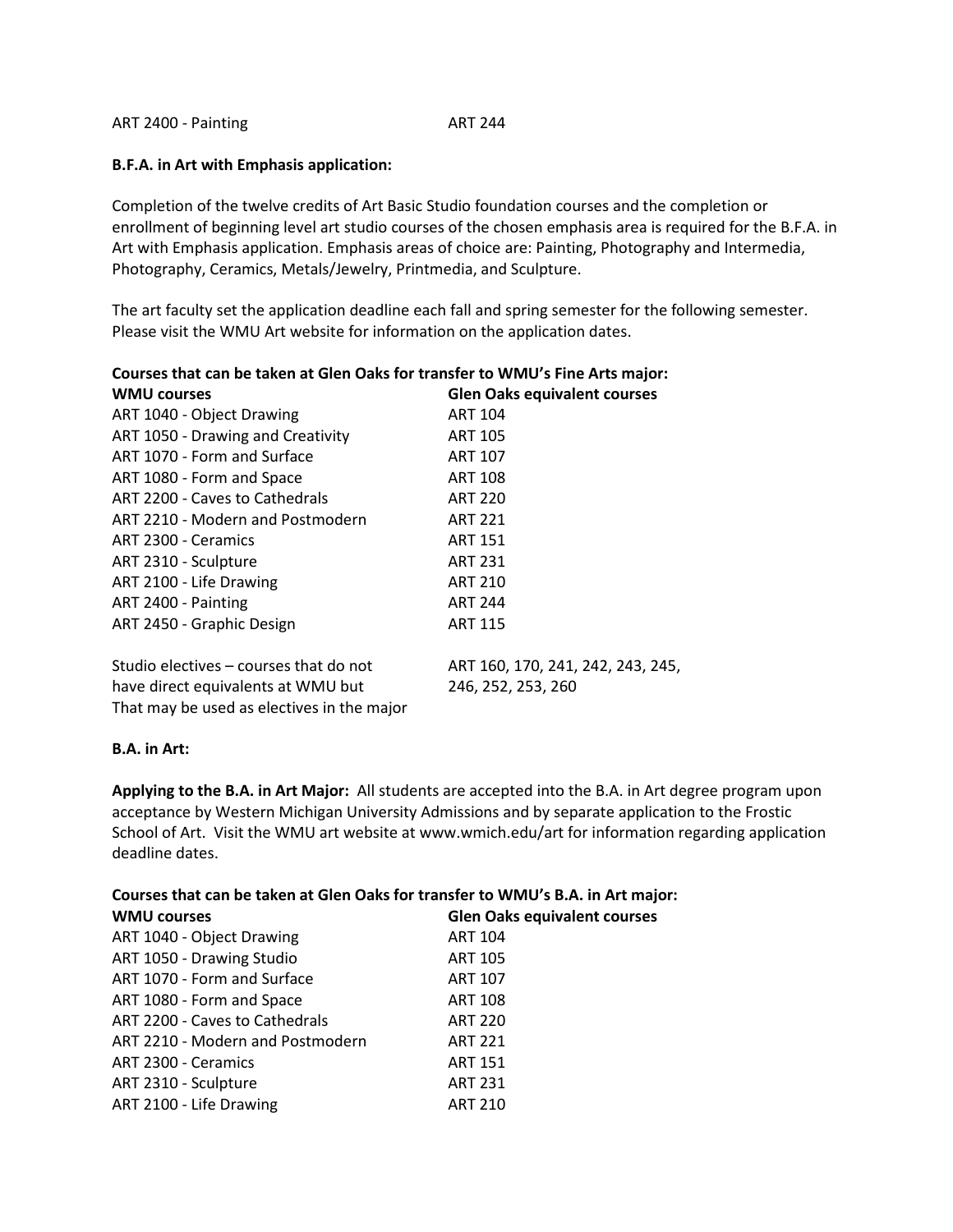| ART 2400 - Painting | ART 244 |
|---|---|

**B.F.A. in Art with Emphasis application:**

Completion of the twelve credits of Art Basic Studio foundation courses and the completion or enrollment of beginning level art studio courses of the chosen emphasis area is required for the B.F.A. in Art with Emphasis application. Emphasis areas of choice are: Painting, Photography and Intermedia, Photography, Ceramics, Metals/Jewelry, Printmedia, and Sculpture.

The art faculty set the application deadline each fall and spring semester for the following semester. Please visit the WMU Art website for information on the application dates.

**Courses that can be taken at Glen Oaks for transfer to WMU's Fine Arts major:**

| **WMU courses** | **Glen Oaks equivalent courses** |
|---|---|
| ART 1040 - Object Drawing | ART 104 |
| ART 1050 - Drawing and Creativity | ART 105 |
| ART 1070 - Form and Surface | ART 107 |
| ART 1080 - Form and Space | ART 108 |
| ART 2200 - Caves to Cathedrals | ART 220 |
| ART 2210 - Modern and Postmodern | ART 221 |
| ART 2300 - Ceramics | ART 151 |
| ART 2310 - Sculpture | ART 231 |
| ART 2100 - Life Drawing | ART 210 |
| ART 2400 - Painting | ART 244 |
| ART 2450 - Graphic Design | ART 115 |
| Studio electives – courses that do not have direct equivalents at WMU but That may be used as electives in the major | ART 160, 170, 241, 242, 243, 245, 246, 252, 253, 260 |

**B.A. in Art:**

**Applying to the B.A. in Art Major:** All students are accepted into the B.A. in Art degree program upon acceptance by Western Michigan University Admissions and by separate application to the Frostic School of Art. Visit the WMU art website at www.wmich.edu/art for information regarding application deadline dates.

**Courses that can be taken at Glen Oaks for transfer to WMU's B.A. in Art major:**

| **WMU courses** | **Glen Oaks equivalent courses** |
|---|---|
| ART 1040 - Object Drawing | ART 104 |
| ART 1050 - Drawing Studio | ART 105 |
| ART 1070 - Form and Surface | ART 107 |
| ART 1080 - Form and Space | ART 108 |
| ART 2200 - Caves to Cathedrals | ART 220 |
| ART 2210 - Modern and Postmodern | ART 221 |
| ART 2300 - Ceramics | ART 151 |
| ART 2310 - Sculpture | ART 231 |
| ART 2100 - Life Drawing | ART 210 |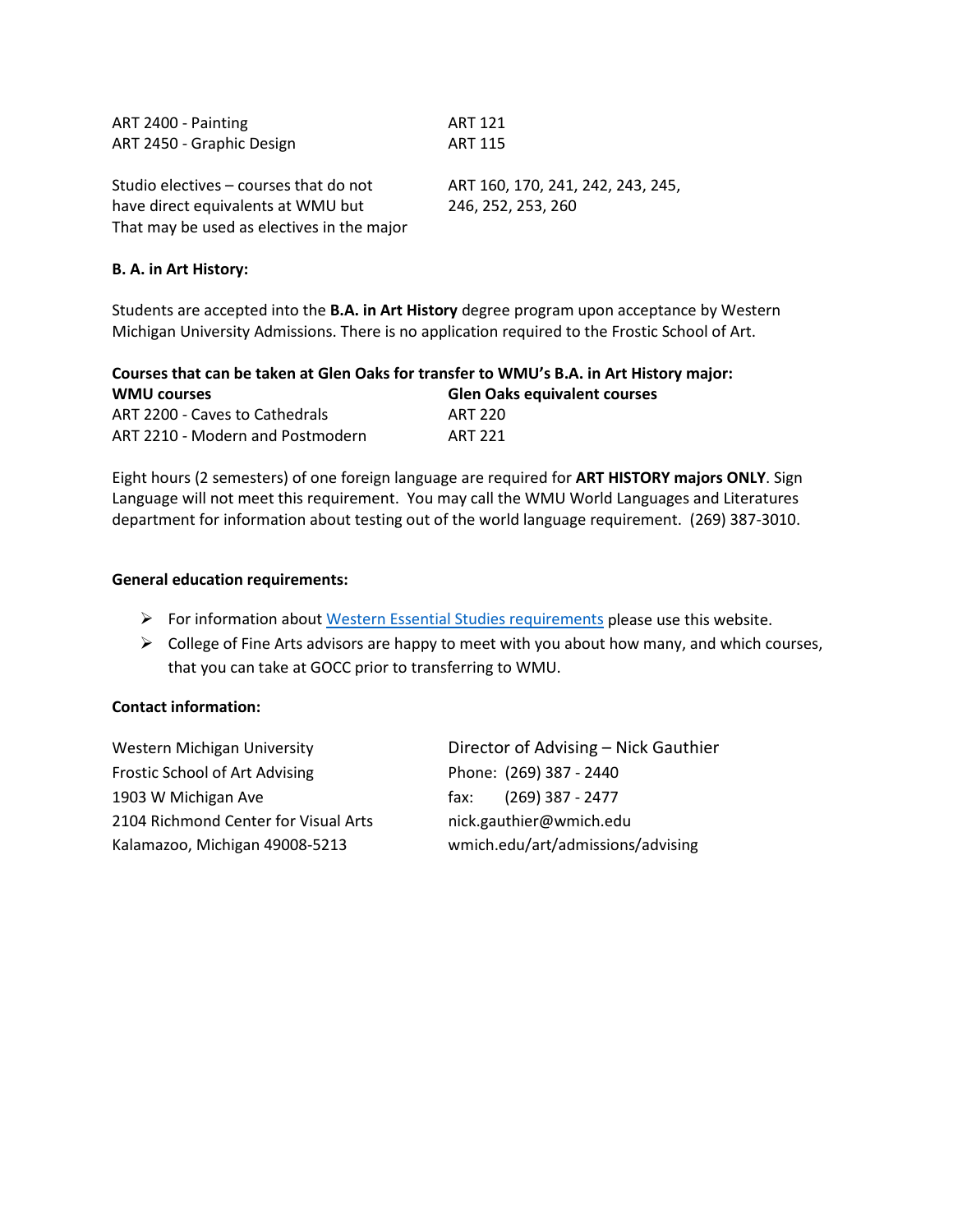| | |
|---|---|
| ART 2400 - Painting | ART 121 |
| ART 2450 - Graphic Design | ART 115 |
| Studio electives – courses that do not have direct equivalents at WMU but That may be used as electives in the major | ART 160, 170, 241, 242, 243, 245, 246, 252, 253, 260 |

**B. A. in Art History:**

Students are accepted into the **B.A. in Art History** degree program upon acceptance by Western Michigan University Admissions. There is no application required to the Frostic School of Art.

**Courses that can be taken at Glen Oaks for transfer to WMU's B.A. in Art History major:**

| WMU courses | Glen Oaks equivalent courses |
|---|---|
| ART 2200 - Caves to Cathedrals | ART 220 |
| ART 2210 - Modern and Postmodern | ART 221 |

Eight hours (2 semesters) of one foreign language are required for **ART HISTORY majors ONLY**. Sign Language will not meet this requirement. You may call the WMU World Languages and Literatures department for information about testing out of the world language requirement. (269) 387-3010.

**General education requirements:**

- For information about Western Essential Studies requirements please use this website.
- College of Fine Arts advisors are happy to meet with you about how many, and which courses, that you can take at GOCC prior to transferring to WMU.

**Contact information:**

Western Michigan University
Frostic School of Art Advising
1903 W Michigan Ave
2104 Richmond Center for Visual Arts
Kalamazoo, Michigan 49008-5213

Director of Advising – Nick Gauthier
Phone: (269) 387 - 2440
fax: (269) 387 - 2477
nick.gauthier@wmich.edu
wmich.edu/art/admissions/advising